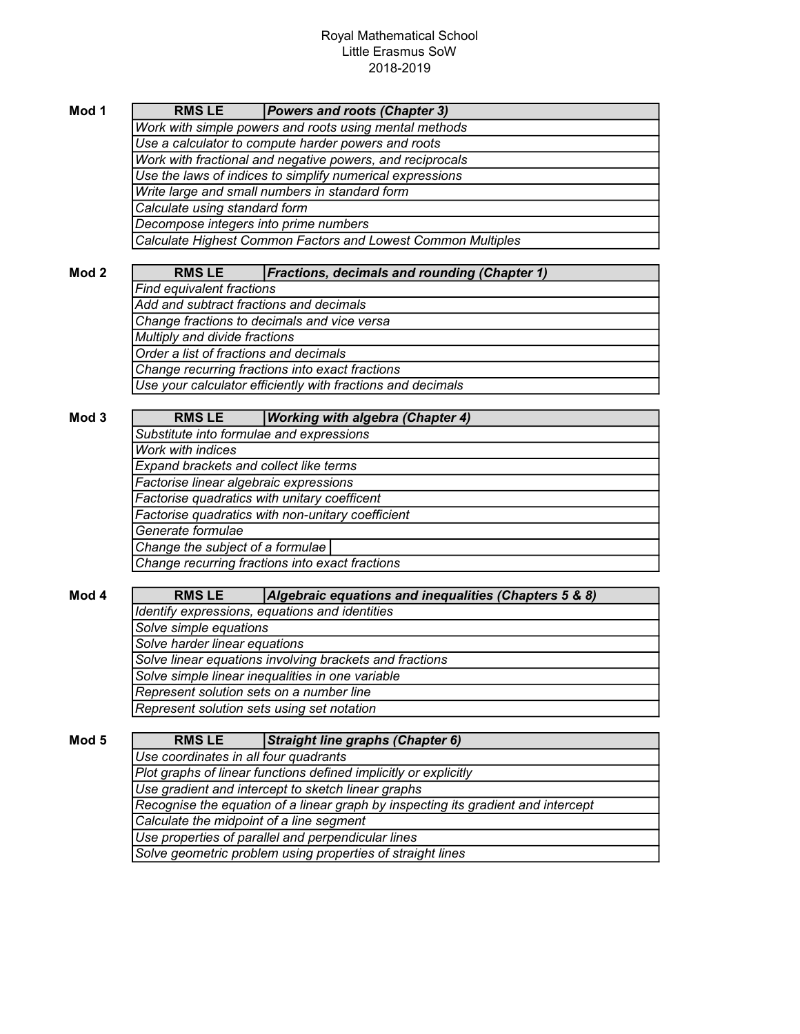Royal Mathematical School
Little Erasmus SoW
2018-2019

**Mod 1**

| **RMS LE** | ***Powers and roots (Chapter 3)*** |
|---|---|
| *Work with simple powers and roots using mental methods* | |
| *Use a calculator to compute harder powers and roots* | |
| *Work with fractional and negative powers, and reciprocals* | |
| *Use the laws of indices to simplify numerical expressions* | |
| *Write large and small numbers in standard form* | |
| *Calculate using standard form* | |
| *Decompose integers into prime numbers* | |
| *Calculate Highest Common Factors and Lowest Common Multiples* | |

**Mod 2**

| **RMS LE** | ***Fractions, decimals and rounding (Chapter 1)*** |
|---|---|
| *Find equivalent fractions* | |
| *Add and subtract fractions and decimals* | |
| *Change fractions to decimals and vice versa* | |
| *Multiply and divide fractions* | |
| *Order a list of fractions and decimals* | |
| *Change recurring fractions into exact fractions* | |
| *Use your calculator efficiently with fractions and decimals* | |

**Mod 3**

| **RMS LE** | ***Working with algebra (Chapter 4)*** |
|---|---|
| *Substitute into formulae and expressions* | |
| *Work with indices* | |
| *Expand brackets and collect like terms* | |
| *Factorise linear algebraic expressions* | |
| *Factorise quadratics with unitary coefficent* | |
| *Factorise quadratics with non-unitary coefficient* | |
| *Generate formulae* | |
| *Change the subject of a formulae* | |
| *Change recurring fractions into exact fractions* | |

**Mod 4**

| **RMS LE** | ***Algebraic equations and inequalities (Chapters 5 & 8)*** |
|---|---|
| *Identify expressions, equations and identities* | |
| *Solve simple equations* | |
| *Solve harder linear equations* | |
| *Solve linear equations involving brackets and fractions* | |
| *Solve simple linear inequalities in one variable* | |
| *Represent solution sets on a number line* | |
| *Represent solution sets using set notation* | |

**Mod 5**

| **RMS LE** | ***Straight line graphs (Chapter 6)*** |
|---|---|
| *Use coordinates in all four quadrants* | |
| *Plot graphs of linear functions defined implicitly or explicitly* | |
| *Use gradient and intercept to sketch linear graphs* | |
| *Recognise the equation of a linear graph by inspecting its gradient and intercept* | |
| *Calculate the midpoint of a line segment* | |
| *Use properties of parallel and perpendicular lines* | |
| *Solve geometric problem using properties of straight lines* | |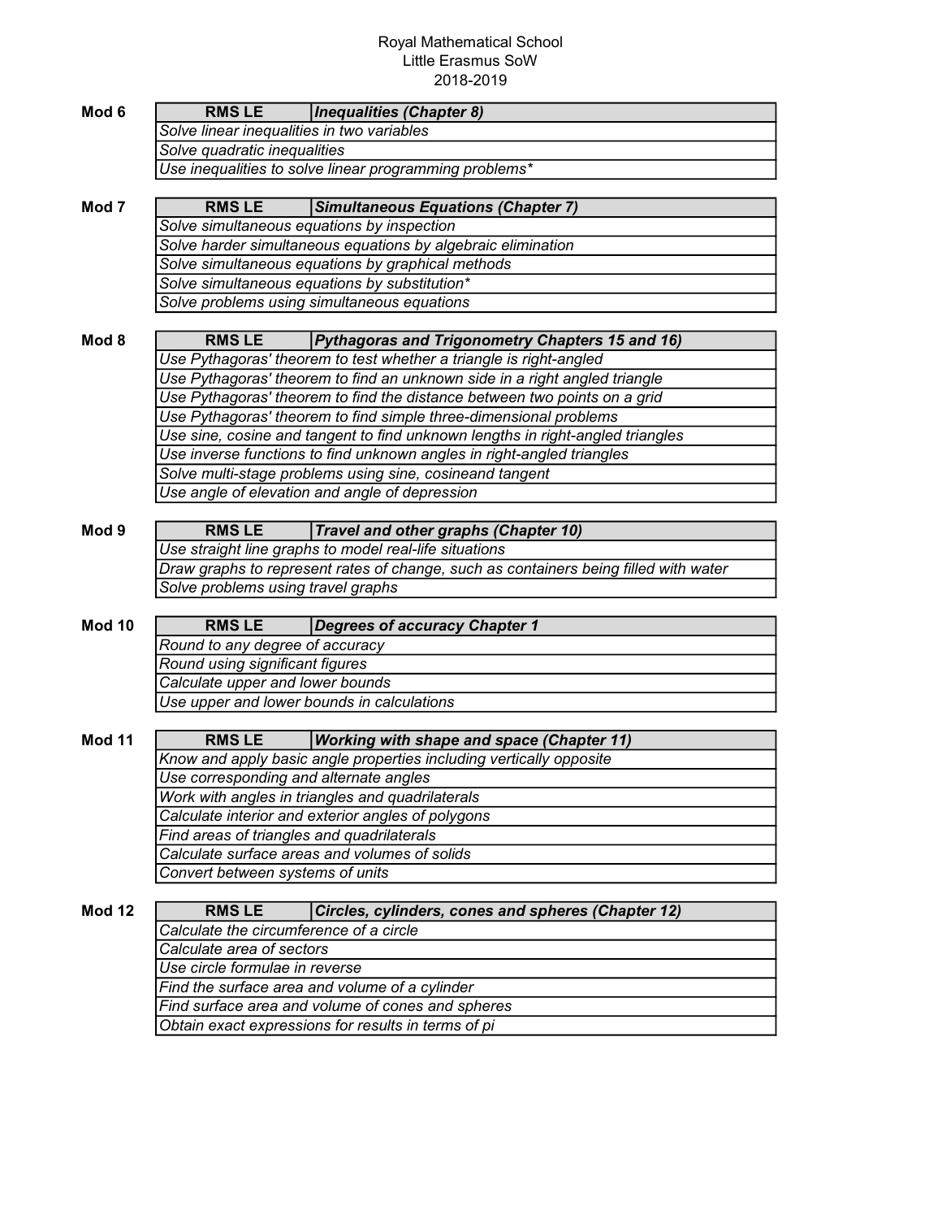Royal Mathematical School
Little Erasmus SoW
2018-2019

**Mod 6**

| RMS LE | *Inequalities (Chapter 8)* |
|---|---|
| *Solve linear inequalities in two variables* | |
| *Solve quadratic inequalities* | |
| *Use inequalities to solve linear programming problems** | |

**Mod 7**

| RMS LE | *Simultaneous Equations (Chapter 7)* |
|---|---|
| *Solve simultaneous equations by inspection* | |
| *Solve harder simultaneous equations by algebraic elimination* | |
| *Solve simultaneous equations by graphical methods* | |
| *Solve simultaneous equations by substitution** | |
| *Solve problems using simultaneous equations* | |

**Mod 8**

| RMS LE | *Pythagoras and Trigonometry Chapters 15 and 16)* |
|---|---|
| *Use Pythagoras' theorem to test whether a triangle is right-angled* | |
| *Use Pythagoras' theorem to find an unknown side in a right angled triangle* | |
| *Use Pythagoras' theorem to find the distance between two points on a grid* | |
| *Use Pythagoras' theorem to find simple three-dimensional problems* | |
| *Use sine, cosine and tangent to find unknown lengths in right-angled triangles* | |
| *Use inverse functions to find unknown angles in right-angled triangles* | |
| *Solve multi-stage problems using sine, cosineand tangent* | |
| *Use angle of elevation and angle of depression* | |

**Mod 9**

| RMS LE | *Travel and other graphs (Chapter 10)* |
|---|---|
| *Use straight line graphs to model real-life situations* | |
| *Draw graphs to represent rates of change, such as containers being filled with water* | |
| *Solve problems using travel graphs* | |

**Mod 10**

| RMS LE | *Degrees of accuracy Chapter 1* |
|---|---|
| *Round to any degree of accuracy* | |
| *Round using significant figures* | |
| *Calculate upper and lower bounds* | |
| *Use upper and lower bounds in calculations* | |

**Mod 11**

| RMS LE | *Working with shape and space (Chapter 11)* |
|---|---|
| *Know and apply basic angle properties including vertically opposite* | |
| *Use corresponding and alternate angles* | |
| *Work with angles in triangles and quadrilaterals* | |
| *Calculate interior and exterior angles of polygons* | |
| *Find areas of triangles and quadrilaterals* | |
| *Calculate surface areas and volumes of solids* | |
| *Convert between systems of units* | |

**Mod 12**

| RMS LE | *Circles, cylinders, cones and spheres (Chapter 12)* |
|---|---|
| *Calculate the circumference of a circle* | |
| *Calculate area of sectors* | |
| *Use circle formulae in reverse* | |
| *Find the surface area and volume of a cylinder* | |
| *Find surface area and volume of cones and spheres* | |
| *Obtain exact expressions for results in terms of pi* | |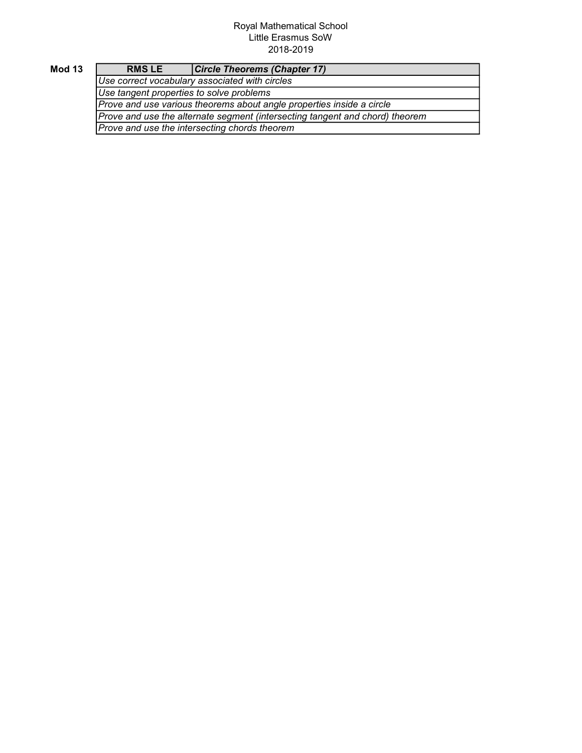Royal Mathematical School
Little Erasmus SoW
2018-2019

**Mod 13**

| **RMS LE** | ***Circle Theorems (Chapter 17)*** |
|---|---|
| *Use correct vocabulary associated with circles* | |
| *Use tangent properties to solve problems* | |
| *Prove and use various theorems about angle properties inside a circle* | |
| *Prove and use the alternate segment (intersecting tangent and chord) theorem* | |
| *Prove and use the intersecting chords theorem* | |